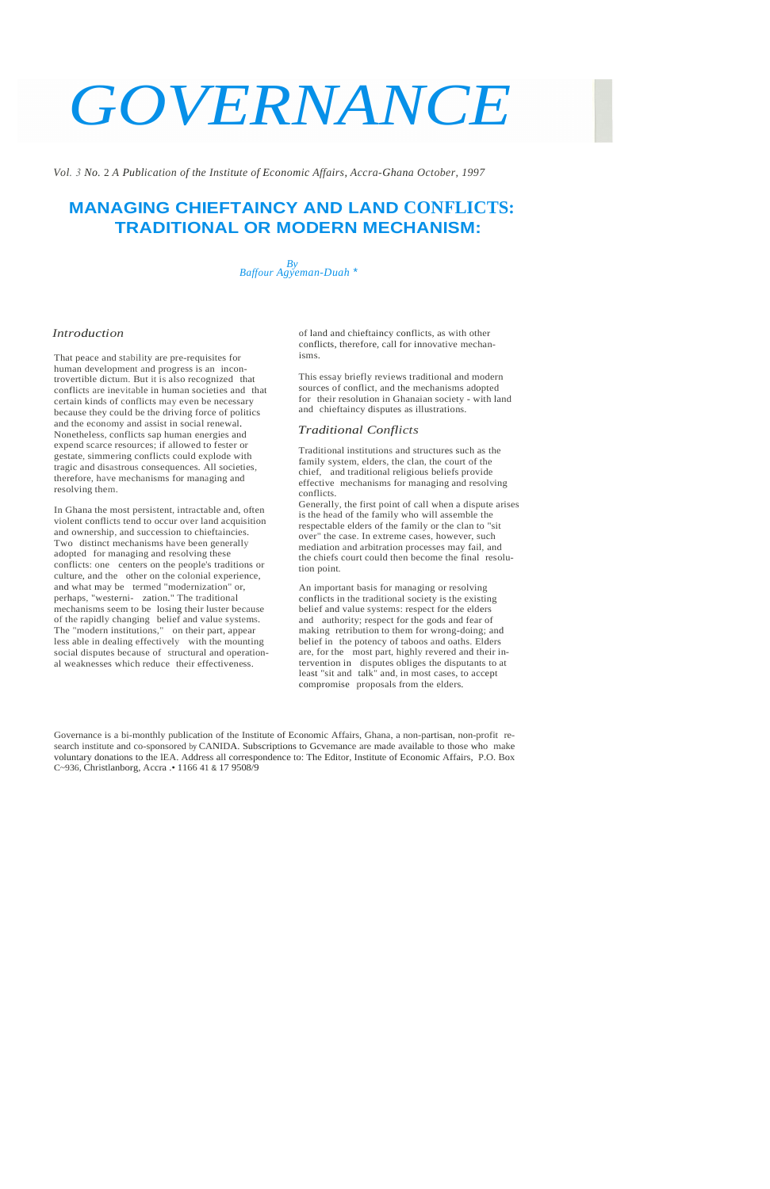# GOVERNANCE

*Vol. 3 No. 2 A Publication of the Institute of Economic Affairs, Accra-Ghana October, 1997*

## MANAGING CHIEFTAINCY AND LAND CONFLICTS: TRADITIONAL OR MODERN MECHANISM:

*By*
*Baffour Agyeman-Duah \**

### *Introduction*

That peace and stability are pre-requisites for human development and progress is an incontrovertible dictum. But it is also recognized that conflicts are inevitable in human societies and that certain kinds of conflicts may even be necessary because they could be the driving force of politics and the economy and assist in social renewal. Nonetheless, conflicts sap human energies and expend scarce resources; if allowed to fester or gestate, simmering conflicts could explode with tragic and disastrous consequences. All societies, therefore, have mechanisms for managing and resolving them.

In Ghana the most persistent, intractable and, often violent conflicts tend to occur over land acquisition and ownership, and succession to chieftaincies. Two distinct mechanisms have been generally adopted for managing and resolving these conflicts: one centers on the people's traditions or culture, and the other on the colonial experience, and what may be termed "modernization" or, perhaps, "westernization." The traditional mechanisms seem to be losing their luster because of the rapidly changing belief and value systems. The "modern institutions," on their part, appear less able in dealing effectively with the mounting social disputes because of structural and operational weaknesses which reduce their effectiveness of land and chieftaincy conflicts, as with other conflicts, therefore, call for innovative mechanisms.

This essay briefly reviews traditional and modern sources of conflict, and the mechanisms adopted for their resolution in Ghanaian society - with land and chieftaincy disputes as illustrations.

### *Traditional Conflicts*

Traditional institutions and structures such as the family system, elders, the clan, the court of the chief, and traditional religious beliefs provide effective mechanisms for managing and resolving conflicts.

Generally, the first point of call when a dispute arises is the head of the family who will assemble the respectable elders of the family or the clan to "sit over" the case. In extreme cases, however, such mediation and arbitration processes may fail, and the chiefs court could then become the final resolution point.

An important basis for managing or resolving conflicts in the traditional society is the existing belief and value systems: respect for the elders and authority; respect for the gods and fear of making retribution to them for wrong-doing; and belief in the potency of taboos and oaths. Elders are, for the most part, highly revered and their intervention in disputes obliges the disputants to at least "sit and talk" and, in most cases, to accept compromise proposals from the elders.

Governance is a bi-monthly publication of the Institute of Economic Affairs, Ghana, a non-partisan, non-profit research institute and co-sponsored by CANIDA. Subscriptions to Gcvemance are made available to those who make voluntary donations to the IEA. Address all correspondence to: The Editor, Institute of Economic Affairs, P.O. Box C~936, Christlanborg, Accra .• 1166 41 & 17 9508/9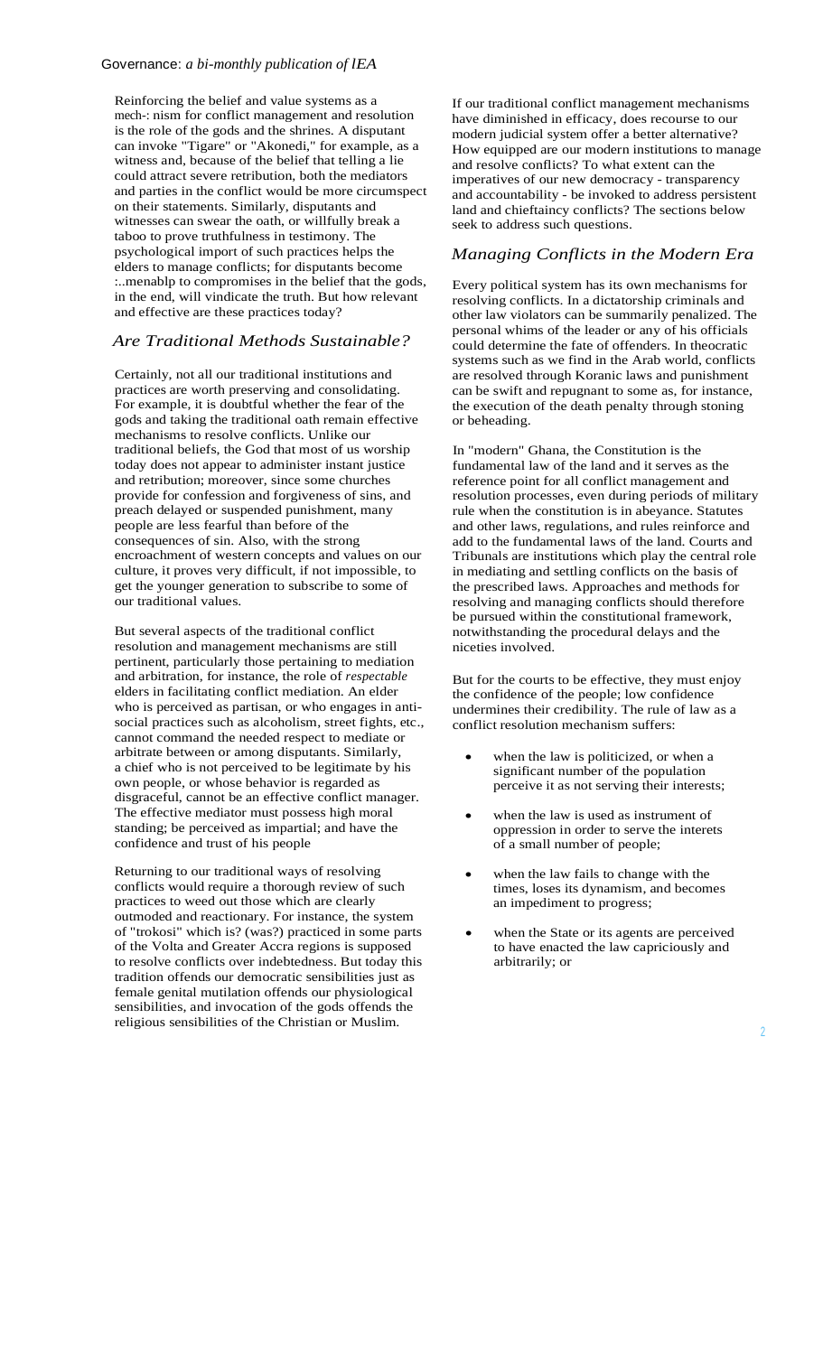Reinforcing the belief and value systems as a mech-: nism for conflict management and resolution is the role of the gods and the shrines. A disputant can invoke "Tigare" or "Akonedi," for example, as a witness and, because of the belief that telling a lie could attract severe retribution, both the mediators and parties in the conflict would be more circumspect on their statements. Similarly, disputants and witnesses can swear the oath, or willfully break a taboo to prove truthfulness in testimony. The psychological import of such practices helps the elders to manage conflicts; for disputants become :..menablp to compromises in the belief that the gods, in the end, will vindicate the truth. But how relevant and effective are these practices today?

## *Are Traditional Methods Sustainable?*

Certainly, not all our traditional institutions and practices are worth preserving and consolidating. For example, it is doubtful whether the fear of the gods and taking the traditional oath remain effective mechanisms to resolve conflicts. Unlike our traditional beliefs, the God that most of us worship today does not appear to administer instant justice and retribution; moreover, since some churches provide for confession and forgiveness of sins, and preach delayed or suspended punishment, many people are less fearful than before of the consequences of sin. Also, with the strong encroachment of western concepts and values on our culture, it proves very difficult, if not impossible, to get the younger generation to subscribe to some of our traditional values.

But several aspects of the traditional conflict resolution and management mechanisms are still pertinent, particularly those pertaining to mediation and arbitration, for instance, the role of *respectable* elders in facilitating conflict mediation. An elder who is perceived as partisan, or who engages in anti-social practices such as alcoholism, street fights, etc., cannot command the needed respect to mediate or arbitrate between or among disputants. Similarly, a chief who is not perceived to be legitimate by his own people, or whose behavior is regarded as disgraceful, cannot be an effective conflict manager. The effective mediator must possess high moral standing; be perceived as impartial; and have the confidence and trust of his people

Returning to our traditional ways of resolving conflicts would require a thorough review of such practices to weed out those which are clearly outmoded and reactionary. For instance, the system of "trokosi" which is? (was?) practiced in some parts of the Volta and Greater Accra regions is supposed to resolve conflicts over indebtedness. But today this tradition offends our democratic sensibilities just as female genital mutilation offends our physiological sensibilities, and invocation of the gods offends the religious sensibilities of the Christian or Muslim.

If our traditional conflict management mechanisms have diminished in efficacy, does recourse to our modern judicial system offer a better alternative? How equipped are our modern institutions to manage and resolve conflicts? To what extent can the imperatives of our new democracy - transparency and accountability - be invoked to address persistent land and chieftaincy conflicts? The sections below seek to address such questions.

## *Managing Conflicts in the Modern Era*

Every political system has its own mechanisms for resolving conflicts. In a dictatorship criminals and other law violators can be summarily penalized. The personal whims of the leader or any of his officials could determine the fate of offenders. In theocratic systems such as we find in the Arab world, conflicts are resolved through Koranic laws and punishment can be swift and repugnant to some as, for instance, the execution of the death penalty through stoning or beheading.

In "modern" Ghana, the Constitution is the fundamental law of the land and it serves as the reference point for all conflict management and resolution processes, even during periods of military rule when the constitution is in abeyance. Statutes and other laws, regulations, and rules reinforce and add to the fundamental laws of the land. Courts and Tribunals are institutions which play the central role in mediating and settling conflicts on the basis of the prescribed laws. Approaches and methods for resolving and managing conflicts should therefore be pursued within the constitutional framework, notwithstanding the procedural delays and the niceties involved.

But for the courts to be effective, they must enjoy the confidence of the people; low confidence undermines their credibility. The rule of law as a conflict resolution mechanism suffers:

- when the law is politicized, or when a significant number of the population perceive it as not serving their interests;
- when the law is used as instrument of oppression in order to serve the interets of a small number of people;
- when the law fails to change with the times, loses its dynamism, and becomes an impediment to progress;
- when the State or its agents are perceived to have enacted the law capriciously and arbitrarily; or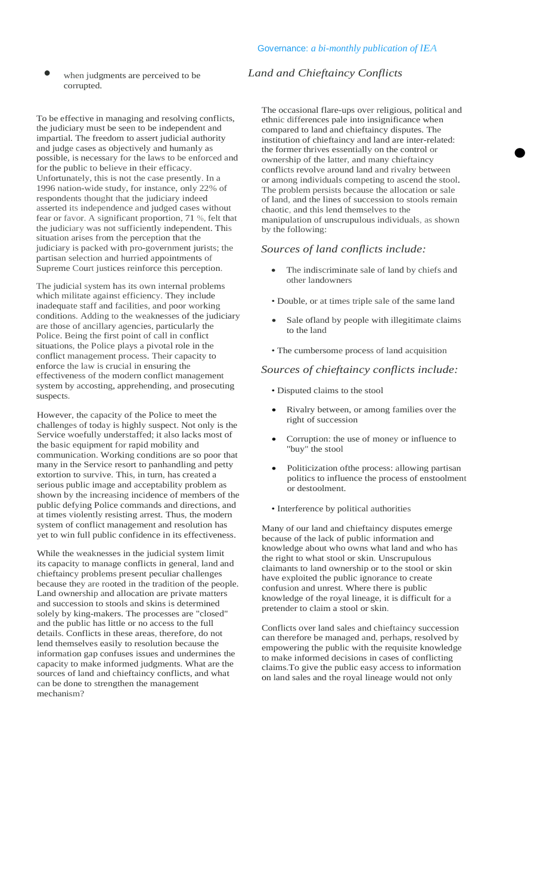- when judgments are perceived to be corrupted.

To be effective in managing and resolving conflicts, the judiciary must be seen to be independent and impartial. The freedom to assert judicial authority and judge cases as objectively and humanly as possible, is necessary for the laws to be enforced and for the public to believe in their efficacy. Unfortunately, this is not the case presently. In a 1996 nation-wide study, for instance, only 22% of respondents thought that the judiciary indeed asserted its independence and judged cases without fear or favor. A significant proportion, 71 %, felt that the judiciary was not sufficiently independent. This situation arises from the perception that the judiciary is packed with pro-government jurists; the partisan selection and hurried appointments of Supreme Court justices reinforce this perception.

The judicial system has its own internal problems which militate against efficiency. They include inadequate staff and facilities, and poor working conditions. Adding to the weaknesses of the judiciary are those of ancillary agencies, particularly the Police. Being the first point of call in conflict situations, the Police plays a pivotal role in the conflict management process. Their capacity to enforce the law is crucial in ensuring the effectiveness of the modern conflict management system by accosting, apprehending, and prosecuting suspects.

However, the capacity of the Police to meet the challenges of today is highly suspect. Not only is the Service woefully understaffed; it also lacks most of the basic equipment for rapid mobility and communication. Working conditions are so poor that many in the Service resort to panhandling and petty extortion to survive. This, in turn, has created a serious public image and acceptability problem as shown by the increasing incidence of members of the public defying Police commands and directions, and at times violently resisting arrest. Thus, the modern system of conflict management and resolution has yet to win full public confidence in its effectiveness.

While the weaknesses in the judicial system limit its capacity to manage conflicts in general, land and chieftaincy problems present peculiar challenges because they are rooted in the tradition of the people. Land ownership and allocation are private matters and succession to stools and skins is determined solely by king-makers. The processes are "closed" and the public has little or no access to the full details. Conflicts in these areas, therefore, do not lend themselves easily to resolution because the information gap confuses issues and undermines the capacity to make informed judgments. What are the sources of land and chieftaincy conflicts, and what can be done to strengthen the management mechanism?

## *Land and Chieftaincy Conflicts*

The occasional flare-ups over religious, political and ethnic differences pale into insignificance when compared to land and chieftaincy disputes. The institution of chieftaincy and land are inter-related: the former thrives essentially on the control or ownership of the latter, and many chieftaincy conflicts revolve around land and rivalry between or among individuals competing to ascend the stool. The problem persists because the allocation or sale of land, and the lines of succession to stools remain chaotic, and this lend themselves to the manipulation of unscrupulous individuals, as shown by the following:

### *Sources of land conflicts include:*

- The indiscriminate sale of land by chiefs and other landowners
- Double, or at times triple sale of the same land
- Sale ofland by people with illegitimate claims to the land
- The cumbersome process of land acquisition

### *Sources of chieftaincy conflicts include:*

- Disputed claims to the stool
- Rivalry between, or among families over the right of succession
- Corruption: the use of money or influence to "buy" the stool
- Politicization ofthe process: allowing partisan politics to influence the process of enstoolment or destoolment.
- Interference by political authorities

Many of our land and chieftaincy disputes emerge because of the lack of public information and knowledge about who owns what land and who has the right to what stool or skin. Unscrupulous claimants to land ownership or to the stool or skin have exploited the public ignorance to create confusion and unrest. Where there is public knowledge of the royal lineage, it is difficult for a pretender to claim a stool or skin.

Conflicts over land sales and chieftaincy succession can therefore be managed and, perhaps, resolved by empowering the public with the requisite knowledge to make informed decisions in cases of conflicting claims.To give the public easy access to information on land sales and the royal lineage would not only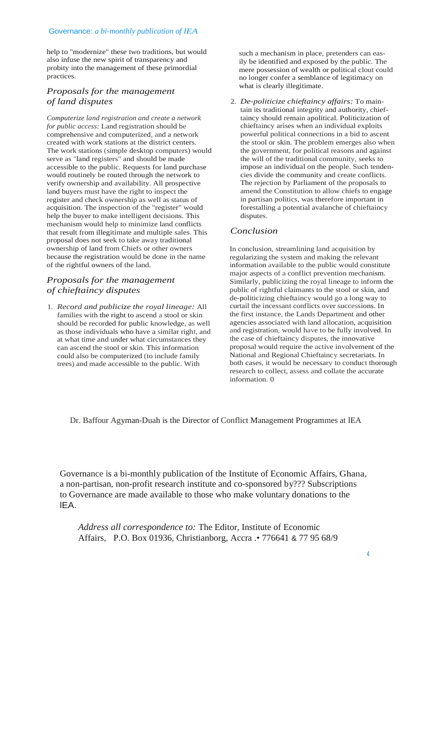help to "modernize" these two traditions, but would also infuse the new spirit of transparency and probity into the management of these primordial practices.

## *Proposals for the management of land disputes*

*Computerize land registration and create a network for public access:* Land registration should be comprehensive and computerized, and a network created with work stations at the district centers. The work stations (simple desktop computers) would serve as "land registers" and should be made accessible to the public. Requests for land purchase would routinely be routed through the network to verify ownership and availability. All prospective land buyers must have the right to inspect the register and check ownership as well as status of acquisition. The inspection of the "register" would help the buyer to make intelligent decisions. This mechanism would help to minimize land conflicts that result from illegitimate and multiple sales. This proposal does not seek to take away traditional ownership of land from Chiefs or other owners because the registration would be done in the name of the rightful owners of the land.

## *Proposals for the management of chieftaincy disputes*

1. *Record and publicize the royal lineage:* All families with the right to ascend a stool or skin should be recorded for public knowledge, as well as those individuals who have a similar right, and at what time and under what circumstances they can ascend the stool or skin. This information could also be computerized (to include family trees) and made accessible to the public. With such a mechanism in place, pretenders can easily be identified and exposed by the public. The mere possession of wealth or political clout could no longer confer a semblance of legitimacy on what is clearly illegitimate.

2. *De-politicize chieftaincy affairs:* To maintain its traditional integrity and authority, chieftaincy should remain apolitical. Politicization of chieftaincy arises when an individual exploits powerful political connections in a bid to ascent the stool or skin. The problem emerges also when the government, for political reasons and against the will of the traditional community, seeks to impose an individual on the people. Such tendencies divide the community and create conflicts. The rejection by Parliament of the proposals to amend the Constitution to allow chiefs to engage in partisan politics, was therefore important in forestalling a potential avalanche of chieftaincy disputes.

## *Conclusion*

In conclusion, streamlining land acquisition by regularizing the system and making the relevant information available to the public would constitute major aspects of a conflict prevention mechanism. Similarly, publicizing the royal lineage to inform the public of rightful claimants to the stool or skin, and de-politicizing chieftaincy would go a long way to curtail the incessant conflicts over successions. In the first instance, the Lands Department and other agencies associated with land allocation, acquisition and registration, would have to be fully involved. In the case of chieftaincy disputes, the innovative proposal would require the active involvement of the National and Regional Chieftaincy secretariats. In both cases, it would be necessary to conduct thorough research to collect, assess and collate the accurate information. 0

Dr. Baffour Agyman-Duah is the Director of Conflict Management Programmes at lEA

Governance is a bi-monthly publication of the Institute of Economic Affairs, Ghana, a non-partisan, non-profit research institute and co-sponsored by??? Subscriptions to Governance are made available to those who make voluntary donations to the IEA.

*Address all correspondence to:* The Editor, Institute of Economic Affairs, P.O. Box 01936, Christianborg, Accra .• 776641 & 77 95 68/9